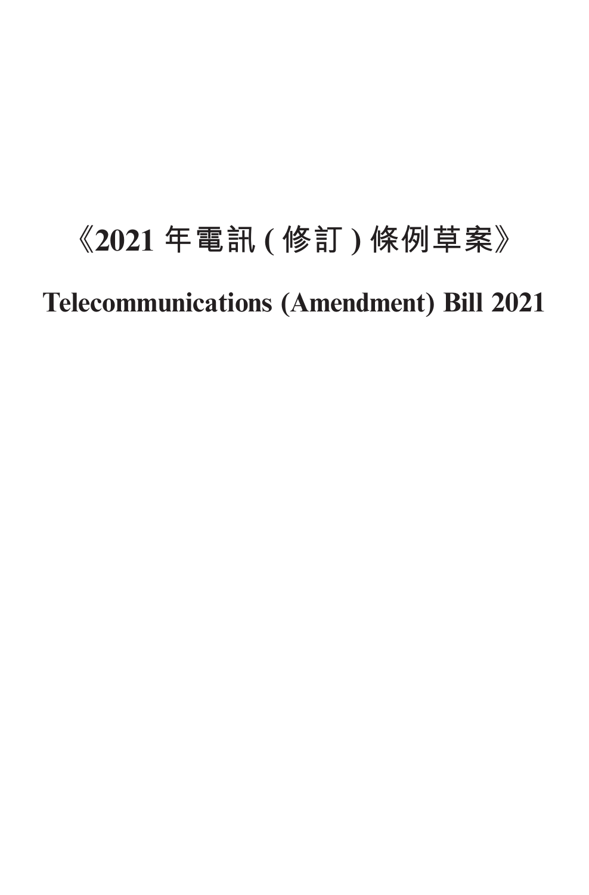# 《2021 年電訊 ( 修訂 ) 條例草案》

# Telecommunications (Amendment) Bill 2021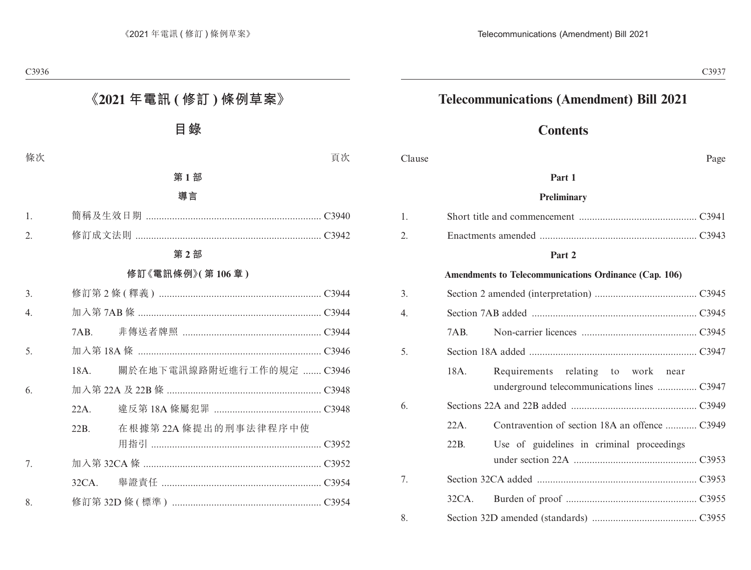# 《2021 年電訊 (修訂) 條例草案》

## 目錄

| 條次 | | | 頁次 |
|---|---|---|---|
| | **第 1 部** | | |
| | **導言** | | |
| 1. | 簡稱及生效日期 | | C3940 |
| 2. | 修訂成文法則 | | C3942 |
| | **第 2 部** | | |
| | **修訂《電訊條例》(第 106 章)** | | |
| 3. | 修訂第 2 條 (釋義) | | C3944 |
| 4. | 加入第 7AB 條 | | C3944 |
| | 7AB. | 非傳送者牌照 | C3944 |
| 5. | 加入第 18A 條 | | C3946 |
| | 18A. | 關於在地下電訊線路附近進行工作的規定 | C3946 |
| 6. | 加入第 22A 及 22B 條 | | C3948 |
| | 22A. | 違反第 18A 條屬犯罪 | C3948 |
| | 22B. | 在根據第 22A 條提出的刑事法律程序中使用指引 | C3952 |
| 7. | 加入第 32CA 條 | | C3952 |
| | 32CA. | 舉證責任 | C3954 |
| 8. | 修訂第 32D 條 (標準) | | C3954 |

# Telecommunications (Amendment) Bill 2021

## Contents

| Clause | | | Page |
|---|---|---|---|
| | **Part 1** | | |
| | **Preliminary** | | |
| 1. | Short title and commencement | | C3941 |
| 2. | Enactments amended | | C3943 |
| | **Part 2** | | |
| | **Amendments to Telecommunications Ordinance (Cap. 106)** | | |
| 3. | Section 2 amended (interpretation) | | C3945 |
| 4. | Section 7AB added | | C3945 |
| | 7AB. | Non-carrier licences | C3945 |
| 5. | Section 18A added | | C3947 |
| | 18A. | Requirements relating to work near underground telecommunications lines | C3947 |
| 6. | Sections 22A and 22B added | | C3949 |
| | 22A. | Contravention of section 18A an offence | C3949 |
| | 22B. | Use of guidelines in criminal proceedings under section 22A | C3953 |
| 7. | Section 32CA added | | C3953 |
| | 32CA. | Burden of proof | C3955 |
| 8. | Section 32D amended (standards) | | C3955 |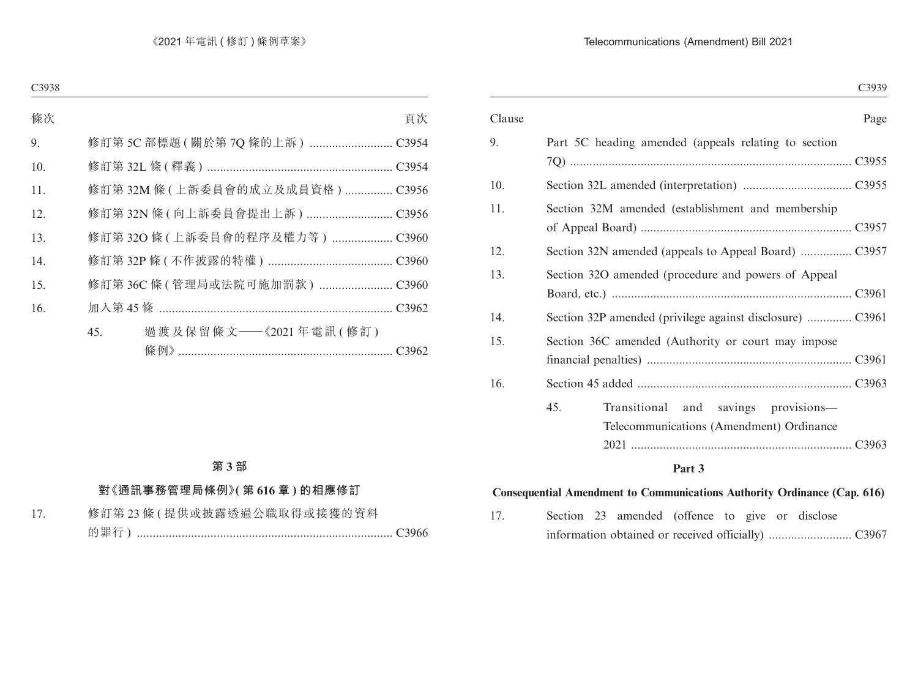| 條次 | | 頁次 |
|---|---|---|
| 9. | 修訂第 5C 部標題 (關於第 7Q 條的上訴) | C3954 |
| 10. | 修訂第 32L 條 (釋義) | C3954 |
| 11. | 修訂第 32M 條 (上訴委員會的成立及成員資格) | C3956 |
| 12. | 修訂第 32N 條 (向上訴委員會提出上訴) | C3956 |
| 13. | 修訂第 32O 條 (上訴委員會的程序及權力等) | C3960 |
| 14. | 修訂第 32P 條 (不作披露的特權) | C3960 |
| 15. | 修訂第 36C 條 (管理局或法院可施加罰款) | C3960 |
| 16. | 加入第 45 條 | C3962 |
| | 45. 過渡及保留條文——《2021 年電訊 (修訂) 條例》 | C3962 |

## 第 3 部

## 對《通訊事務管理局條例》(第 616 章) 的相應修訂

| | | |
|---|---|---|
| 17. | 修訂第 23 條 (提供或披露透過公職取得或接獲的資料的罪行) | C3966 |

| Clause | | Page |
|---|---|---|
| 9. | Part 5C heading amended (appeals relating to section 7Q) | C3955 |
| 10. | Section 32L amended (interpretation) | C3955 |
| 11. | Section 32M amended (establishment and membership of Appeal Board) | C3957 |
| 12. | Section 32N amended (appeals to Appeal Board) | C3957 |
| 13. | Section 32O amended (procedure and powers of Appeal Board, etc.) | C3961 |
| 14. | Section 32P amended (privilege against disclosure) | C3961 |
| 15. | Section 36C amended (Authority or court may impose financial penalties) | C3961 |
| 16. | Section 45 added | C3963 |
| | 45. Transitional and savings provisions—Telecommunications (Amendment) Ordinance 2021 | C3963 |

## Part 3

## Consequential Amendment to Communications Authority Ordinance (Cap. 616)

| | | |
|---|---|---|
| 17. | Section 23 amended (offence to give or disclose information obtained or received officially) | C3967 |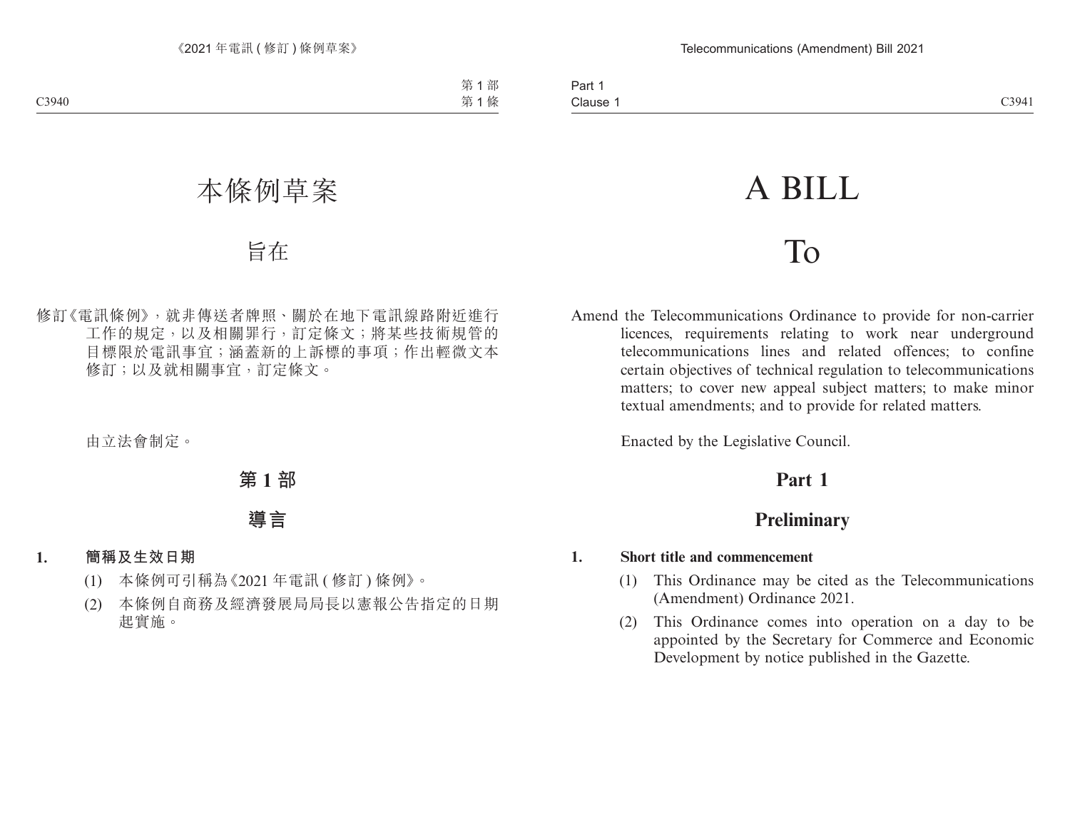# 本條例草案

## 旨在

修訂《電訊條例》，就非傳送者牌照、關於在地下電訊線路附近進行工作的規定，以及相關罪行，訂定條文；將某些技術規管的目標限於電訊事宜；涵蓋新的上訴標的事項；作出輕微文本修訂；以及就相關事宜，訂定條文。

由立法會制定。

## 第 1 部

## 導言

**1. 簡稱及生效日期**

(1) 本條例可引稱為《2021 年電訊 ( 修訂 ) 條例》。

(2) 本條例自商務及經濟發展局局長以憲報公告指定的日期起實施。

# A BILL

## To

Amend the Telecommunications Ordinance to provide for non-carrier licences, requirements relating to work near underground telecommunications lines and related offences; to confine certain objectives of technical regulation to telecommunications matters; to cover new appeal subject matters; to make minor textual amendments; and to provide for related matters.

Enacted by the Legislative Council.

## Part 1

## Preliminary

**1. Short title and commencement**

(1) This Ordinance may be cited as the Telecommunications (Amendment) Ordinance 2021.

(2) This Ordinance comes into operation on a day to be appointed by the Secretary for Commerce and Economic Development by notice published in the Gazette.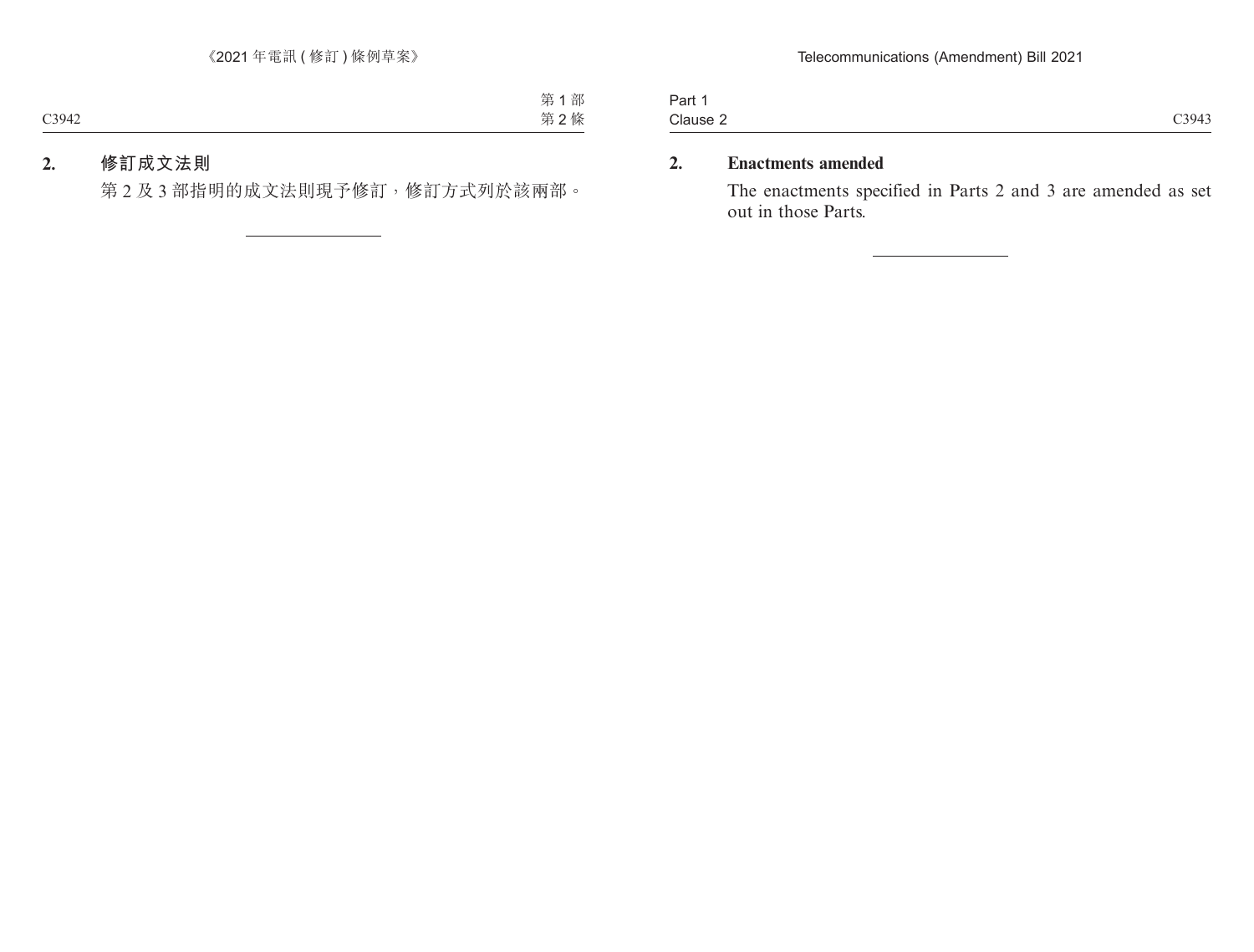**2. 修訂成文法則**

第 2 及 3 部指明的成文法則現予修訂，修訂方式列於該兩部。

---

**2. Enactments amended**

The enactments specified in Parts 2 and 3 are amended as set out in those Parts.

---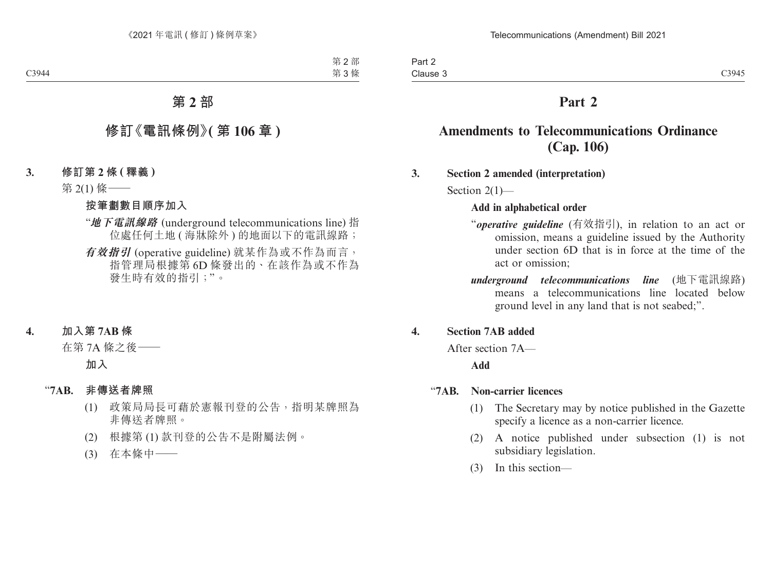# 第 2 部

## 修訂《電訊條例》(第 106 章)

### 3. 修訂第 2 條 (釋義)

第 2(1) 條——

**按筆劃數目順序加入**

“***地下電訊線路*** (underground telecommunications line) 指位處任何土地 (海牀除外) 的地面以下的電訊線路;

***有效指引*** (operative guideline) 就某作為或不作為而言，指管理局根據第 6D 條發出的、在該作為或不作為發生時有效的指引;”。

### 4. 加入第 7AB 條

在第 7A 條之後——

**加入**

“**7AB. 非傳送者牌照**

(1) 政策局局長可藉於憲報刊登的公告，指明某牌照為非傳送者牌照。

(2) 根據第 (1) 款刊登的公告不是附屬法例。

(3) 在本條中——

# Part 2

## Amendments to Telecommunications Ordinance (Cap. 106)

### 3. Section 2 amended (interpretation)

Section 2(1)—

**Add in alphabetical order**

“***operative guideline*** (有效指引), in relation to an act or omission, means a guideline issued by the Authority under section 6D that is in force at the time of the act or omission;

***underground telecommunications line*** (地下電訊線路) means a telecommunications line located below ground level in any land that is not seabed;”.

### 4. Section 7AB added

After section 7A—

**Add**

“**7AB. Non-carrier licences**

(1) The Secretary may by notice published in the Gazette specify a licence as a non-carrier licence.

(2) A notice published under subsection (1) is not subsidiary legislation.

(3) In this section—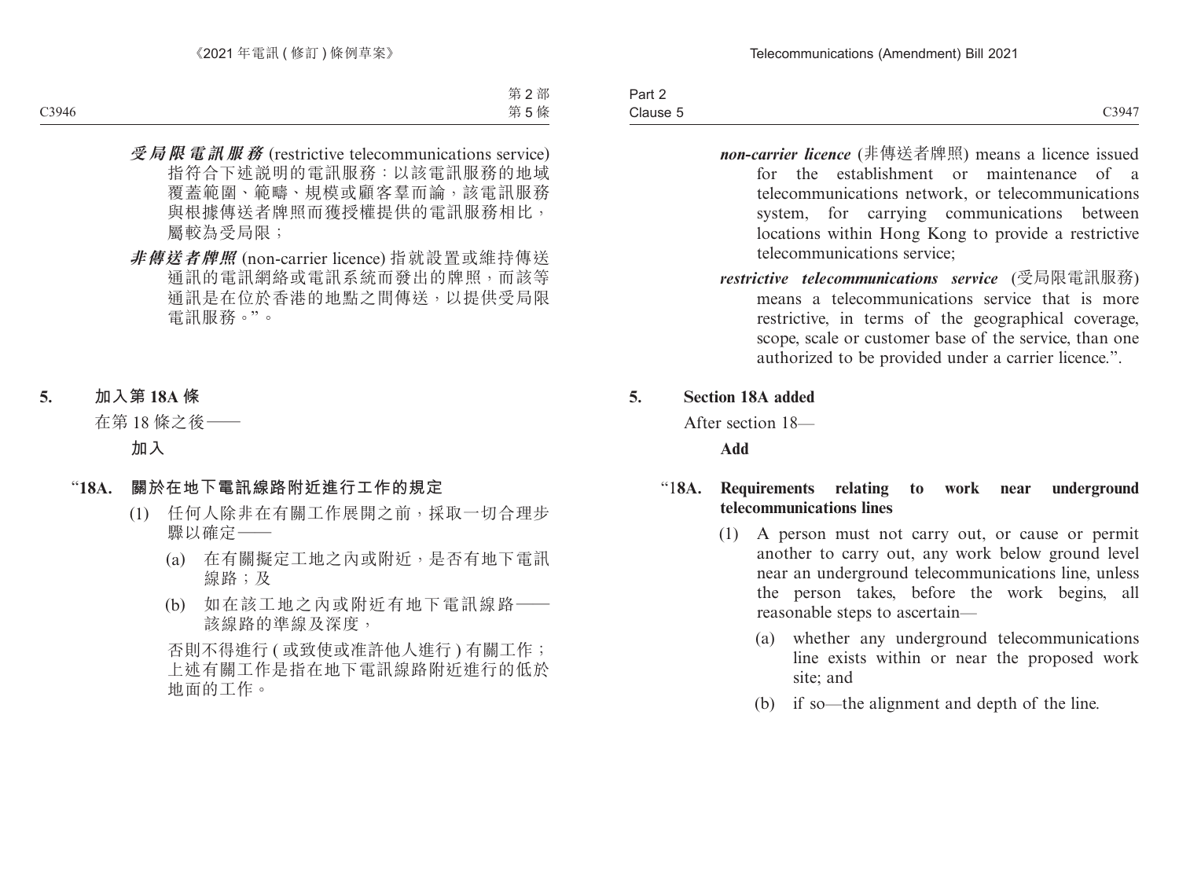***受局限電訊服務*** (restrictive telecommunications service) 指符合下述說明的電訊服務：以該電訊服務的地域覆蓋範圍、範疇、規模或顧客羣而論，該電訊服務與根據傳送者牌照而獲授權提供的電訊服務相比，屬較為受局限；

***非傳送者牌照*** (non-carrier licence) 指就設置或維持傳送通訊的電訊網絡或電訊系統而發出的牌照，而該等通訊是在位於香港的地點之間傳送，以提供受局限電訊服務。”。

## 5. 加入第 18A 條

在第 18 條之後——

**加入**

### “18A. 關於在地下電訊線路附近進行工作的規定

(1) 任何人除非在有關工作展開之前，採取一切合理步驟以確定——

(a) 在有關擬定工地之內或附近，是否有地下電訊線路；及

(b) 如在該工地之內或附近有地下電訊線路——該線路的準線及深度，

否則不得進行 ( 或致使或准許他人進行 ) 有關工作；上述有關工作是指在地下電訊線路附近進行的低於地面的工作。

***non-carrier licence*** (非傳送者牌照) means a licence issued for the establishment or maintenance of a telecommunications network, or telecommunications system, for carrying communications between locations within Hong Kong to provide a restrictive telecommunications service;

***restrictive telecommunications service*** (受局限電訊服務) means a telecommunications service that is more restrictive, in terms of the geographical coverage, scope, scale or customer base of the service, than one authorized to be provided under a carrier licence.”.

## 5. Section 18A added

After section 18—

**Add**

### “18A. Requirements relating to work near underground telecommunications lines

(1) A person must not carry out, or cause or permit another to carry out, any work below ground level near an underground telecommunications line, unless the person takes, before the work begins, all reasonable steps to ascertain—

(a) whether any underground telecommunications line exists within or near the proposed work site; and

(b) if so—the alignment and depth of the line.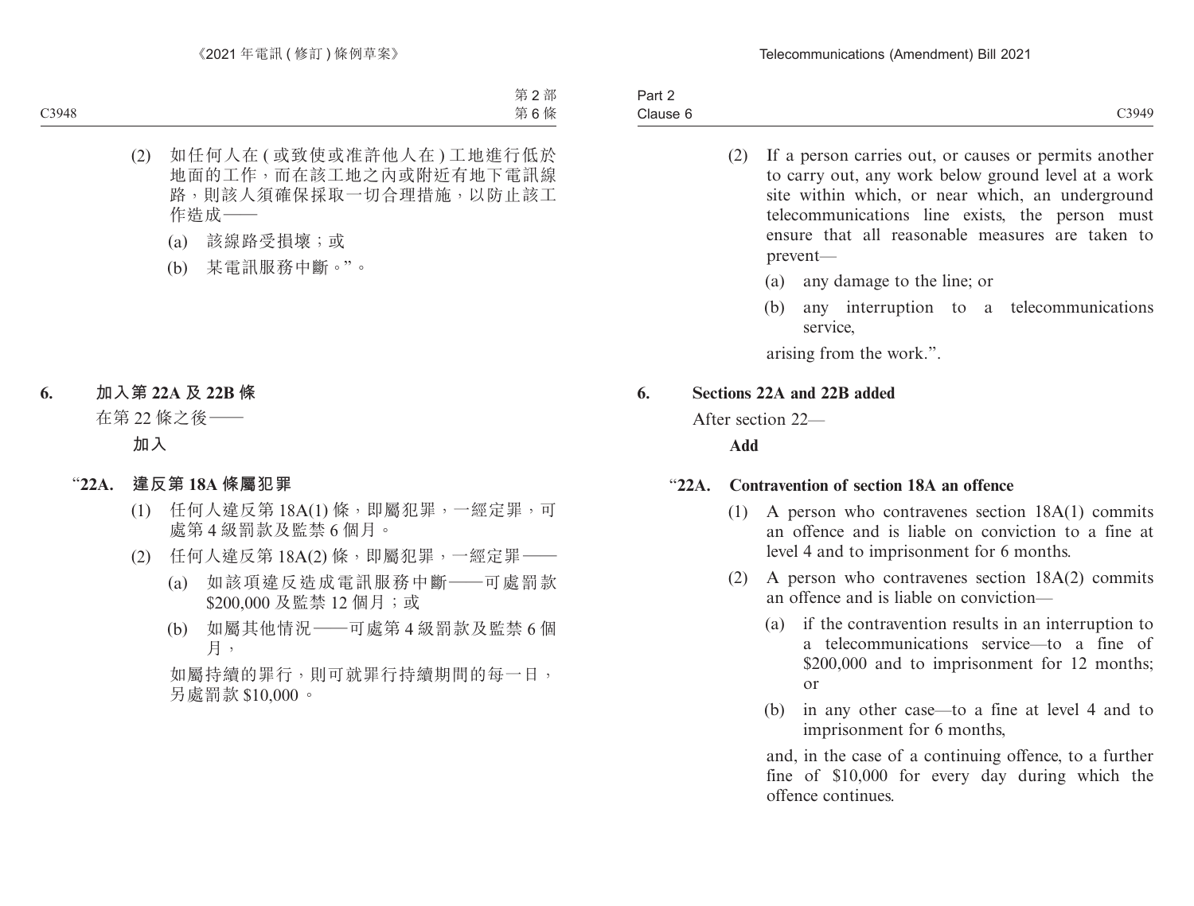(2) 如任何人在 ( 或致使或准許他人在 ) 工地進行低於地面的工作，而在該工地之內或附近有地下電訊線路，則該人須確保採取一切合理措施，以防止該工作造成——

(a) 該線路受損壞；或

(b) 某電訊服務中斷。”。

**6. 加入第 22A 及 22B 條**

在第 22 條之後——

**加入**

**“22A. 違反第 18A 條屬犯罪**

(1) 任何人違反第 18A(1) 條，即屬犯罪，一經定罪，可處第 4 級罰款及監禁 6 個月。

(2) 任何人違反第 18A(2) 條，即屬犯罪，一經定罪——

(a) 如該項違反造成電訊服務中斷——可處罰款 $200,000 及監禁 12 個月；或

(b) 如屬其他情況——可處第 4 級罰款及監禁 6 個月，

如屬持續的罪行，則可就罪行持續期間的每一日，另處罰款 $10,000。

(2) If a person carries out, or causes or permits another to carry out, any work below ground level at a work site within which, or near which, an underground telecommunications line exists, the person must ensure that all reasonable measures are taken to prevent—

(a) any damage to the line; or

(b) any interruption to a telecommunications service,

arising from the work.”.

**6. Sections 22A and 22B added**

After section 22—

**Add**

**“22A. Contravention of section 18A an offence**

(1) A person who contravenes section 18A(1) commits an offence and is liable on conviction to a fine at level 4 and to imprisonment for 6 months.

(2) A person who contravenes section 18A(2) commits an offence and is liable on conviction—

(a) if the contravention results in an interruption to a telecommunications service—to a fine of $200,000 and to imprisonment for 12 months; or

(b) in any other case—to a fine at level 4 and to imprisonment for 6 months,

and, in the case of a continuing offence, to a further fine of $10,000 for every day during which the offence continues.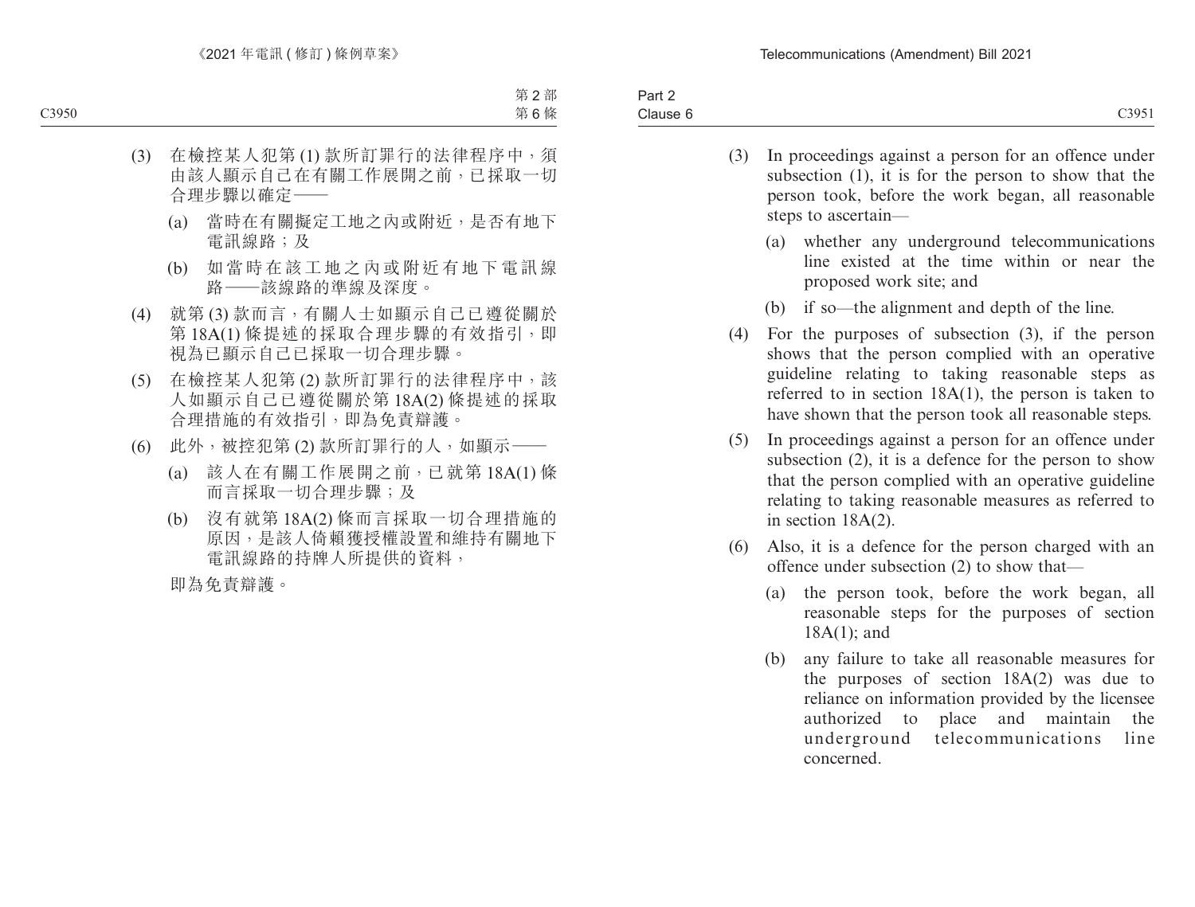(3) 在檢控某人犯第 (1) 款所訂罪行的法律程序中，須由該人顯示自己在有關工作展開之前，已採取一切合理步驟以確定——

(a) 當時在有關擬定工地之內或附近，是否有地下電訊線路；及

(b) 如當時在該工地之內或附近有地下電訊線路——該線路的準線及深度。

(4) 就第 (3) 款而言，有關人士如顯示自己已遵從關於第 18A(1) 條提述的採取合理步驟的有效指引，即視為已顯示自己已採取一切合理步驟。

(5) 在檢控某人犯第 (2) 款所訂罪行的法律程序中，該人如顯示自己已遵從關於第 18A(2) 條提述的採取合理措施的有效指引，即為免責辯護。

(6) 此外，被控犯第 (2) 款所訂罪行的人，如顯示——

(a) 該人在有關工作展開之前，已就第 18A(1) 條而言採取一切合理步驟；及

(b) 沒有就第 18A(2) 條而言採取一切合理措施的原因，是該人倚賴獲授權設置和維持有關地下電訊線路的持牌人所提供的資料，

即為免責辯護。

(3) In proceedings against a person for an offence under subsection (1), it is for the person to show that the person took, before the work began, all reasonable steps to ascertain—

(a) whether any underground telecommunications line existed at the time within or near the proposed work site; and

(b) if so—the alignment and depth of the line.

(4) For the purposes of subsection (3), if the person shows that the person complied with an operative guideline relating to taking reasonable steps as referred to in section 18A(1), the person is taken to have shown that the person took all reasonable steps.

(5) In proceedings against a person for an offence under subsection (2), it is a defence for the person to show that the person complied with an operative guideline relating to taking reasonable measures as referred to in section 18A(2).

(6) Also, it is a defence for the person charged with an offence under subsection (2) to show that—

(a) the person took, before the work began, all reasonable steps for the purposes of section 18A(1); and

(b) any failure to take all reasonable measures for the purposes of section 18A(2) was due to reliance on information provided by the licensee authorized to place and maintain the underground telecommunications line concerned.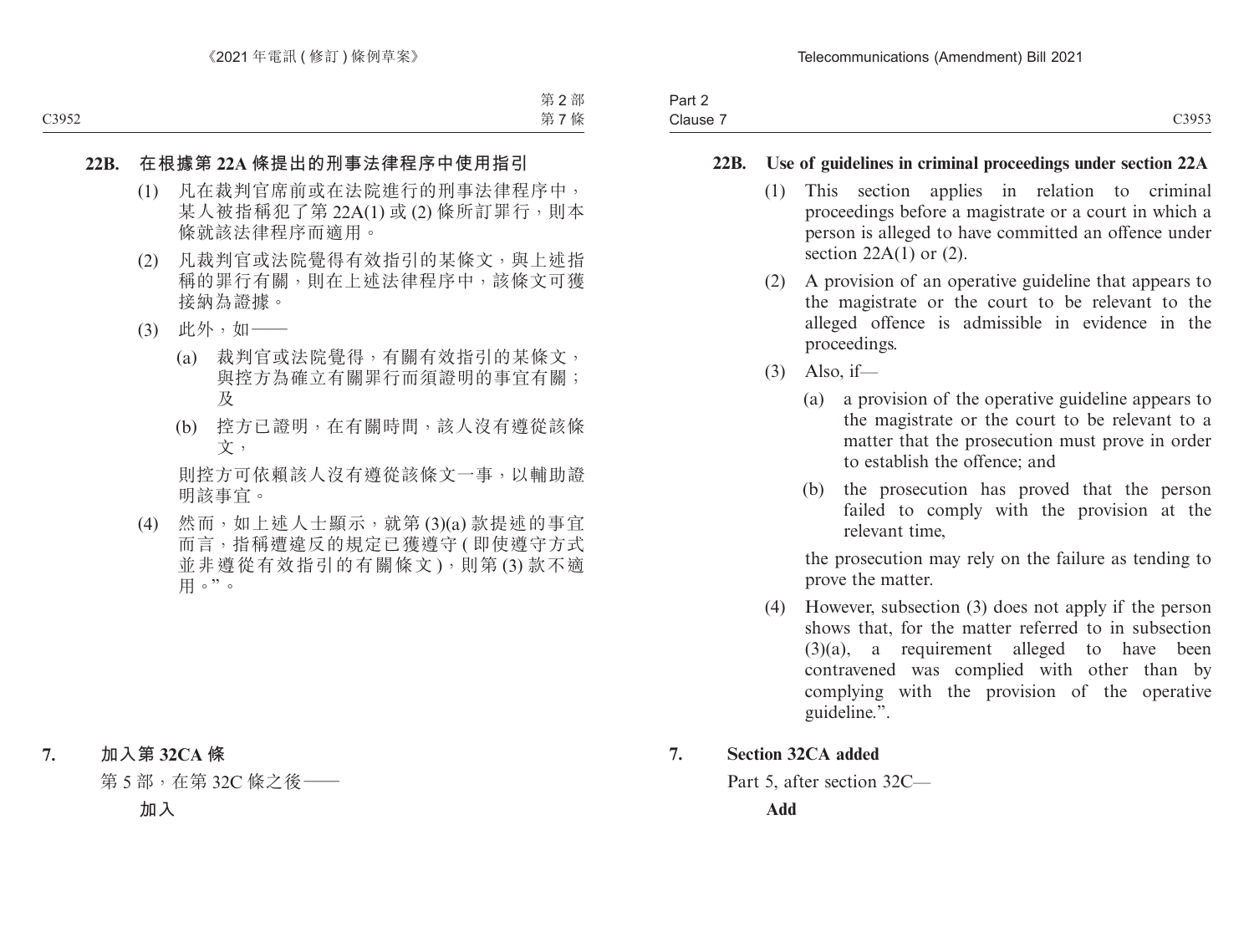**22B. 在根據第 22A 條提出的刑事法律程序中使用指引**

(1) 凡在裁判官席前或在法院進行的刑事法律程序中，某人被指稱犯了第 22A(1) 或 (2) 條所訂罪行，則本條就該法律程序而適用。

(2) 凡裁判官或法院覺得有效指引的某條文，與上述指稱的罪行有關，則在上述法律程序中，該條文可獲接納為證據。

(3) 此外，如——

(a) 裁判官或法院覺得，有關有效指引的某條文，與控方為確立有關罪行而須證明的事宜有關；及

(b) 控方已證明，在有關時間，該人沒有遵從該條文，

則控方可依賴該人沒有遵從該條文一事，以輔助證明該事宜。

(4) 然而，如上述人士顯示，就第 (3)(a) 款提述的事宜而言，指稱遭違反的規定已獲遵守 (即使遵守方式並非遵從有效指引的有關條文)，則第 (3) 款不適用。”。

**7. 加入第 32CA 條**

第 5 部，在第 32C 條之後——

**加入**

**22B. Use of guidelines in criminal proceedings under section 22A**

(1) This section applies in relation to criminal proceedings before a magistrate or a court in which a person is alleged to have committed an offence under section 22A(1) or (2).

(2) A provision of an operative guideline that appears to the magistrate or the court to be relevant to the alleged offence is admissible in evidence in the proceedings.

(3) Also, if—

(a) a provision of the operative guideline appears to the magistrate or the court to be relevant to a matter that the prosecution must prove in order to establish the offence; and

(b) the prosecution has proved that the person failed to comply with the provision at the relevant time,

the prosecution may rely on the failure as tending to prove the matter.

(4) However, subsection (3) does not apply if the person shows that, for the matter referred to in subsection (3)(a), a requirement alleged to have been contravened was complied with other than by complying with the provision of the operative guideline.”.

**7. Section 32CA added**

Part 5, after section 32C—

**Add**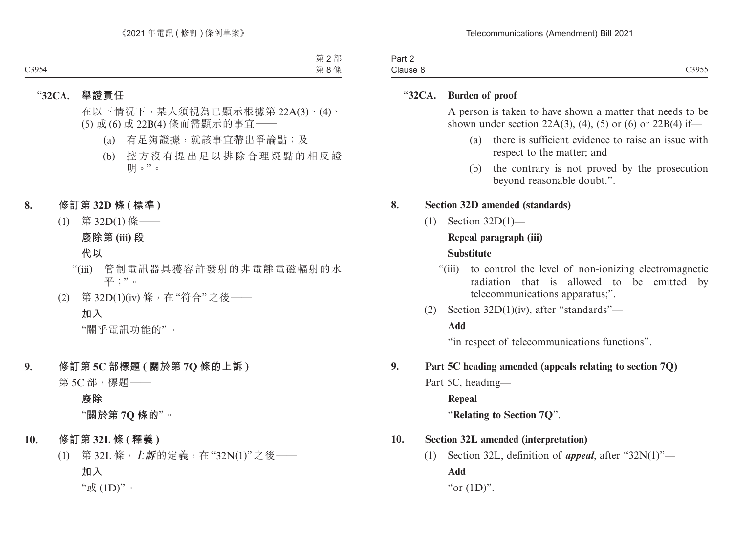“**32CA. 舉證責任**

在以下情況下，某人須視為已顯示根據第 22A(3)、(4)、(5) 或 (6) 或 22B(4) 條而需顯示的事宜——

(a) 有足夠證據，就該事宜帶出爭論點；及

(b) 控方沒有提出足以排除合理疑點的相反證明。”。

**8. 修訂第 32D 條 (標準)**

(1) 第 32D(1) 條——

**廢除第 (iii) 段**

**代以**

“(iii) 管制電訊器具獲容許發射的非電離電磁輻射的水平；”。

(2) 第 32D(1)(iv) 條，在“符合”之後——

**加入**

“關乎電訊功能的”。

**9. 修訂第 5C 部標題 (關於第 7Q 條的上訴)**

第 5C 部，標題——

**廢除**

“**關於第 7Q 條的**”。

**10. 修訂第 32L 條 (釋義)**

(1) 第 32L 條，***上訴***的定義，在“32N(1)”之後——

**加入**

“或 (1D)”。

“**32CA. Burden of proof**

A person is taken to have shown a matter that needs to be shown under section 22A(3), (4), (5) or (6) or 22B(4) if—

(a) there is sufficient evidence to raise an issue with respect to the matter; and

(b) the contrary is not proved by the prosecution beyond reasonable doubt.”.

**8. Section 32D amended (standards)**

(1) Section 32D(1)—

**Repeal paragraph (iii)**

**Substitute**

“(iii) to control the level of non-ionizing electromagnetic radiation that is allowed to be emitted by telecommunications apparatus;”.

(2) Section 32D(1)(iv), after “standards”—

**Add**

“in respect of telecommunications functions”.

**9. Part 5C heading amended (appeals relating to section 7Q)**

Part 5C, heading—

**Repeal**

“**Relating to Section 7Q**”.

**10. Section 32L amended (interpretation)**

(1) Section 32L, definition of ***appeal***, after “32N(1)”—

**Add**

“or (1D)”.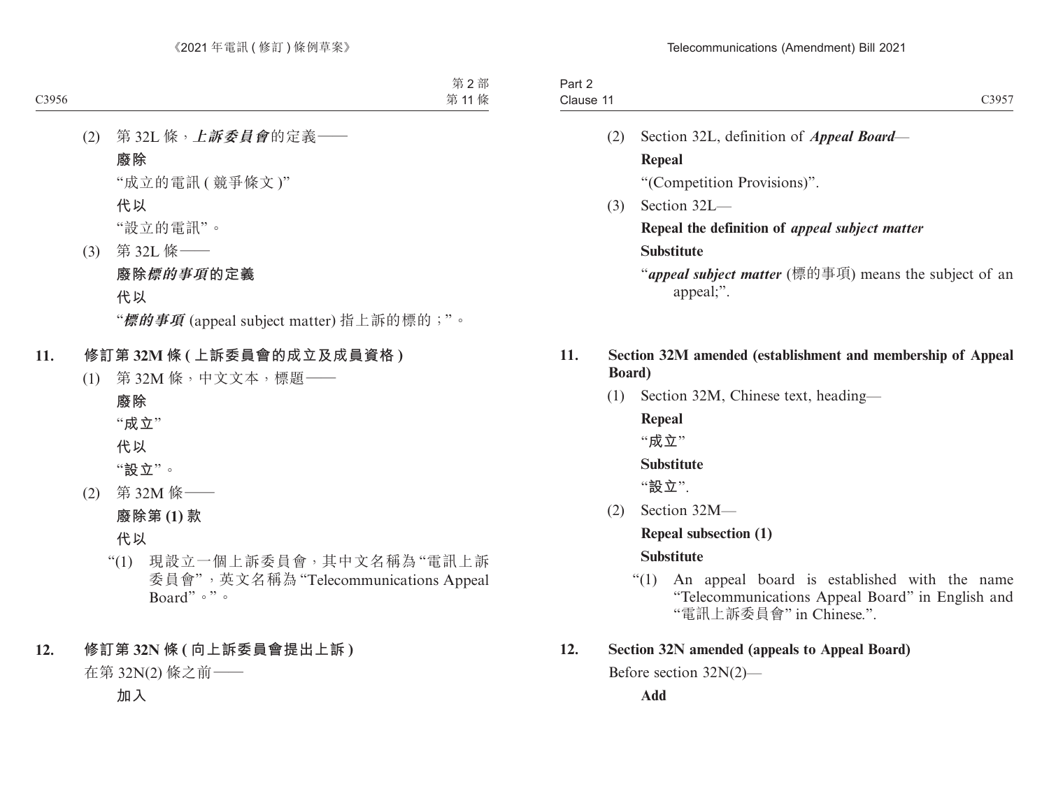(2) 第 32L 條，***上訴委員會***的定義——

**廢除**

"成立的電訊 ( 競爭條文 )"

**代以**

"設立的電訊"。

(3) 第 32L 條——

**廢除*標的事項*的定義**

**代以**

"***標的事項*** (appeal subject matter) 指上訴的標的；"。

**11. 修訂第 32M 條 ( 上訴委員會的成立及成員資格 )**

(1) 第 32M 條，中文文本，標題——

**廢除**

**"成立"**

**代以**

**"設立"**。

(2) 第 32M 條——

**廢除第 (1) 款**

**代以**

"(1) 現設立一個上訴委員會，其中文名稱為 "電訊上訴委員會"，英文名稱為 "Telecommunications Appeal Board"。"。

**12. 修訂第 32N 條 ( 向上訴委員會提出上訴 )**

在第 32N(2) 條之前——

**加入**

(2) Section 32L, definition of ***Appeal Board***—

**Repeal**

"(Competition Provisions)".

(3) Section 32L—

**Repeal the definition of *appeal subject matter***

**Substitute**

"***appeal subject matter*** (標的事項) means the subject of an appeal;".

**11. Section 32M amended (establishment and membership of Appeal Board)**

(1) Section 32M, Chinese text, heading—

**Repeal**

**"成立"**

**Substitute**

**"設立"**.

(2) Section 32M—

**Repeal subsection (1)**

**Substitute**

"(1) An appeal board is established with the name "Telecommunications Appeal Board" in English and "電訊上訴委員會" in Chinese.".

**12. Section 32N amended (appeals to Appeal Board)**

Before section 32N(2)—

**Add**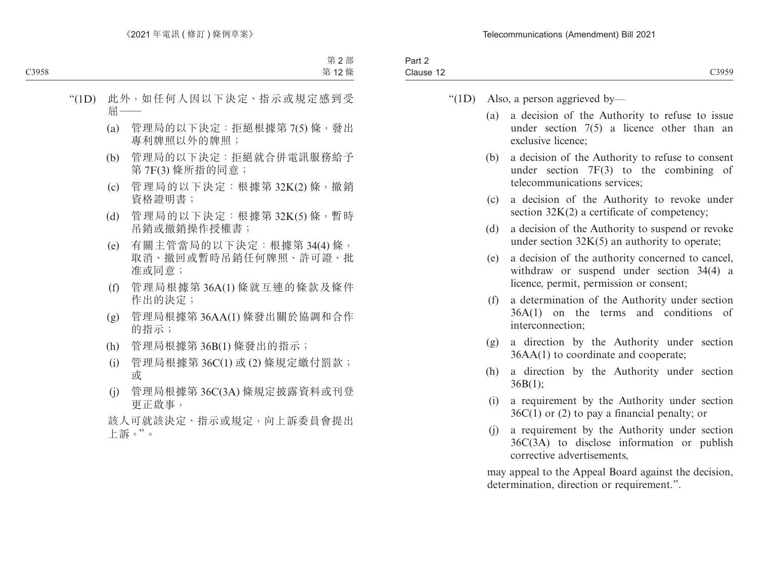“(1D) 此外，如任何人因以下決定、指示或規定感到受屈——

(a) 管理局的以下決定：拒絕根據第 7(5) 條，發出專利牌照以外的牌照；

(b) 管理局的以下決定：拒絕就合併電訊服務給予第 7F(3) 條所指的同意；

(c) 管理局的以下決定：根據第 32K(2) 條，撤銷資格證明書；

(d) 管理局的以下決定：根據第 32K(5) 條，暫時吊銷或撤銷操作授權書；

(e) 有關主管當局的以下決定：根據第 34(4) 條，取消、撤回或暫時吊銷任何牌照、許可證、批准或同意；

(f) 管理局根據第 36A(1) 條就互連的條款及條件作出的決定；

(g) 管理局根據第 36AA(1) 條發出關於協調和合作的指示；

(h) 管理局根據第 36B(1) 條發出的指示；

(i) 管理局根據第 36C(1) 或 (2) 條規定繳付罰款；或

(j) 管理局根據第 36C(3A) 條規定披露資料或刊登更正啟事，

該人可就該決定、指示或規定，向上訴委員會提出上訴。”。

“(1D) Also, a person aggrieved by—

(a) a decision of the Authority to refuse to issue under section 7(5) a licence other than an exclusive licence;

(b) a decision of the Authority to refuse to consent under section 7F(3) to the combining of telecommunications services;

(c) a decision of the Authority to revoke under section 32K(2) a certificate of competency;

(d) a decision of the Authority to suspend or revoke under section 32K(5) an authority to operate;

(e) a decision of the authority concerned to cancel, withdraw or suspend under section 34(4) a licence, permit, permission or consent;

(f) a determination of the Authority under section 36A(1) on the terms and conditions of interconnection;

(g) a direction by the Authority under section 36AA(1) to coordinate and cooperate;

(h) a direction by the Authority under section 36B(1);

(i) a requirement by the Authority under section 36C(1) or (2) to pay a financial penalty; or

(j) a requirement by the Authority under section 36C(3A) to disclose information or publish corrective advertisements,

may appeal to the Appeal Board against the decision, determination, direction or requirement.”.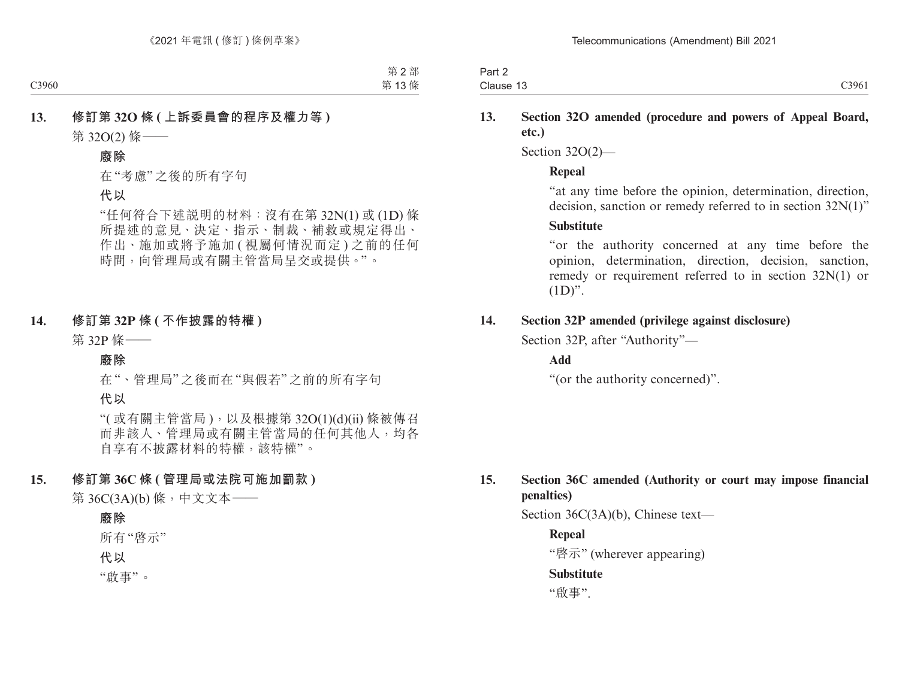**13. 修訂第 32O 條 (上訴委員會的程序及權力等)**

第 32O(2) 條——

**廢除**

在“考慮”之後的所有字句

**代以**

“任何符合下述說明的材料：沒有在第 32N(1) 或 (1D) 條所提述的意見、決定、指示、制裁、補救或規定得出、作出、施加或將予施加 (視屬何情況而定) 之前的任何時間，向管理局或有關主管當局呈交或提供。”。

**14. 修訂第 32P 條 (不作披露的特權)**

第 32P 條——

**廢除**

在“、管理局”之後而在“與假若”之前的所有字句

**代以**

“(或有關主管當局)，以及根據第 32O(1)(d)(ii) 條被傳召而非該人、管理局或有關主管當局的任何其他人，均各自享有不披露材料的特權，該特權”。

**15. 修訂第 36C 條 (管理局或法院可施加罰款)**

第 36C(3A)(b) 條，中文文本——

**廢除**

所有“啓示”

**代以**

“啟事”。

**13. Section 32O amended (procedure and powers of Appeal Board, etc.)**

Section 32O(2)—

**Repeal**

“at any time before the opinion, determination, direction, decision, sanction or remedy referred to in section 32N(1)”

**Substitute**

“or the authority concerned at any time before the opinion, determination, direction, decision, sanction, remedy or requirement referred to in section 32N(1) or (1D)”.

**14. Section 32P amended (privilege against disclosure)**

Section 32P, after “Authority”—

**Add**

“(or the authority concerned)”.

**15. Section 36C amended (Authority or court may impose financial penalties)**

Section 36C(3A)(b), Chinese text—

**Repeal**

“啓示” (wherever appearing)

**Substitute**

“啟事”.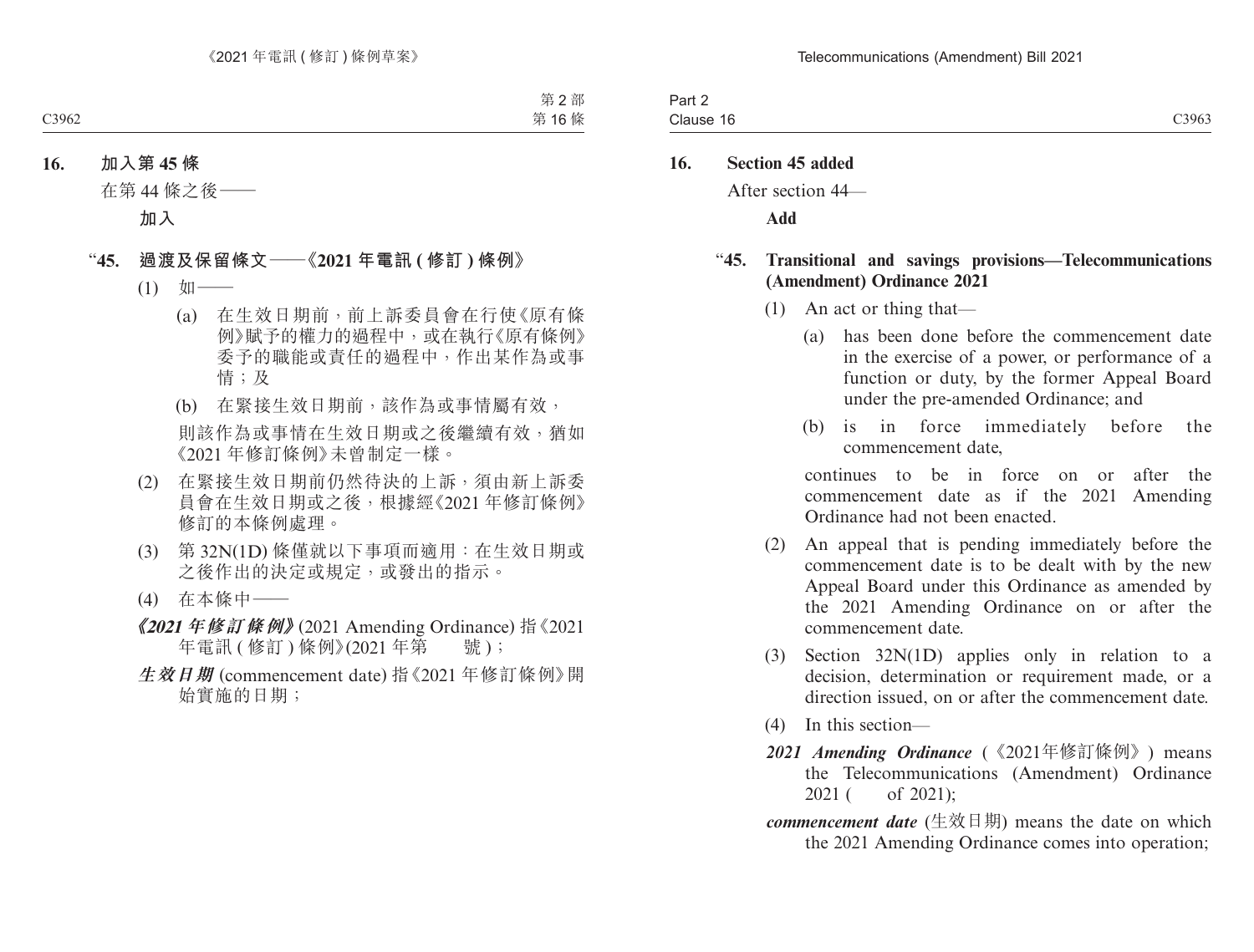**16. 加入第 45 條**

在第 44 條之後——

**加入**

“**45. 過渡及保留條文——《2021 年電訊 (修訂) 條例》**

(1) 如——

(a) 在生效日期前，前上訴委員會在行使《原有條例》賦予的權力的過程中，或在執行《原有條例》委予的職能或責任的過程中，作出某作為或事情；及

(b) 在緊接生效日期前，該作為或事情屬有效，

則該作為或事情在生效日期或之後繼續有效，猶如《2021 年修訂條例》未曾制定一樣。

(2) 在緊接生效日期前仍然待決的上訴，須由新上訴委員會在生效日期或之後，根據經《2021 年修訂條例》修訂的本條例處理。

(3) 第 32N(1D) 條僅就以下事項而適用：在生效日期或之後作出的決定或規定，或發出的指示。

(4) 在本條中——

***《2021 年修訂條例》*** (2021 Amending Ordinance) 指《2021 年電訊 (修訂) 條例》(2021 年第　　號)；

***生效日期*** (commencement date) 指《2021 年修訂條例》開始實施的日期；

**16. Section 45 added**

After section 44—

**Add**

“**45. Transitional and savings provisions—Telecommunications (Amendment) Ordinance 2021**

(1) An act or thing that—

(a) has been done before the commencement date in the exercise of a power, or performance of a function or duty, by the former Appeal Board under the pre-amended Ordinance; and

(b) is in force immediately before the commencement date,

continues to be in force on or after the commencement date as if the 2021 Amending Ordinance had not been enacted.

(2) An appeal that is pending immediately before the commencement date is to be dealt with by the new Appeal Board under this Ordinance as amended by the 2021 Amending Ordinance on or after the commencement date.

(3) Section 32N(1D) applies only in relation to a decision, determination or requirement made, or a direction issued, on or after the commencement date.

(4) In this section—

***2021 Amending Ordinance*** (《2021年修訂條例》) means the Telecommunications (Amendment) Ordinance 2021 (　　of 2021);

***commencement date*** (生效日期) means the date on which the 2021 Amending Ordinance comes into operation;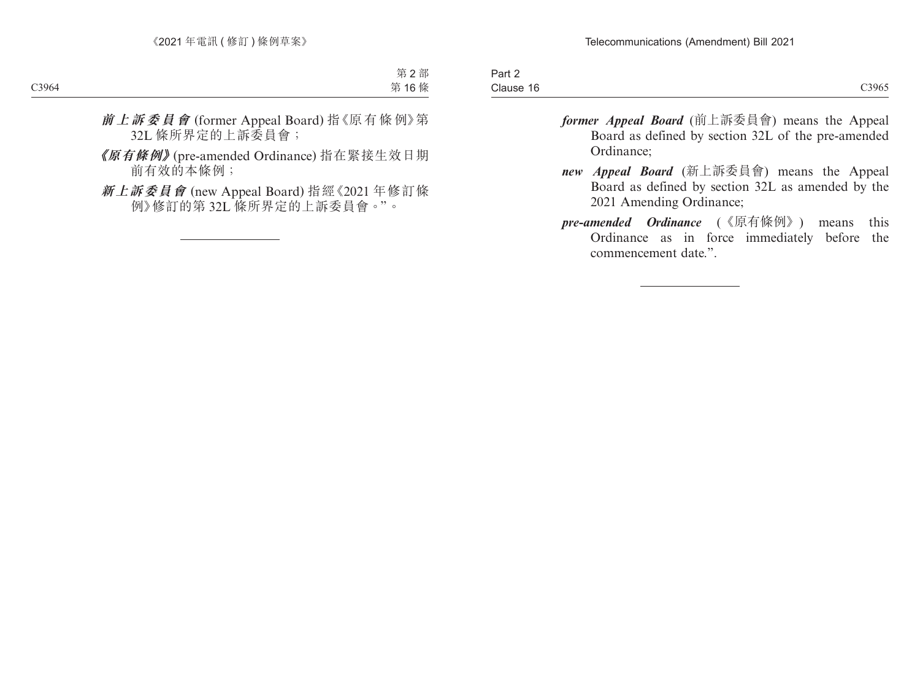***前上訴委員會*** (former Appeal Board) 指《原有條例》第 32L 條所界定的上訴委員會；

***《原有條例》*** (pre-amended Ordinance) 指在緊接生效日期前有效的本條例；

***新上訴委員會*** (new Appeal Board) 指經《2021 年修訂條例》修訂的第 32L 條所界定的上訴委員會。”。

---

***former Appeal Board*** (前上訴委員會) means the Appeal Board as defined by section 32L of the pre-amended Ordinance;

***new Appeal Board*** (新上訴委員會) means the Appeal Board as defined by section 32L as amended by the 2021 Amending Ordinance;

***pre-amended Ordinance*** (《原有條例》) means this Ordinance as in force immediately before the commencement date.”.

---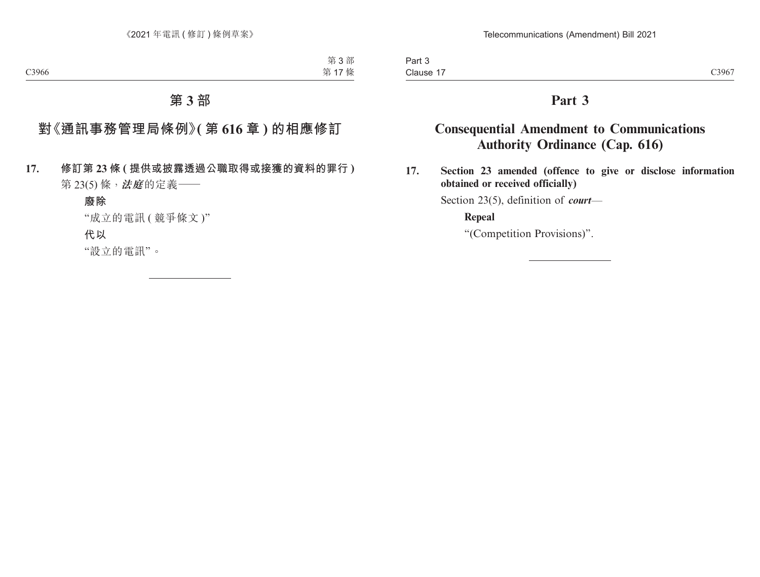# 第 3 部

## 對《通訊事務管理局條例》(第 616 章) 的相應修訂

**17. 修訂第 23 條 (提供或披露透過公職取得或接獲的資料的罪行)**

第 23(5) 條，***法庭***的定義——

**廢除**

“成立的電訊 (競爭條文)”

**代以**

“設立的電訊”。

# Part 3

## Consequential Amendment to Communications Authority Ordinance (Cap. 616)

**17. Section 23 amended (offence to give or disclose information obtained or received officially)**

Section 23(5), definition of ***court***—

**Repeal**

“(Competition Provisions)”.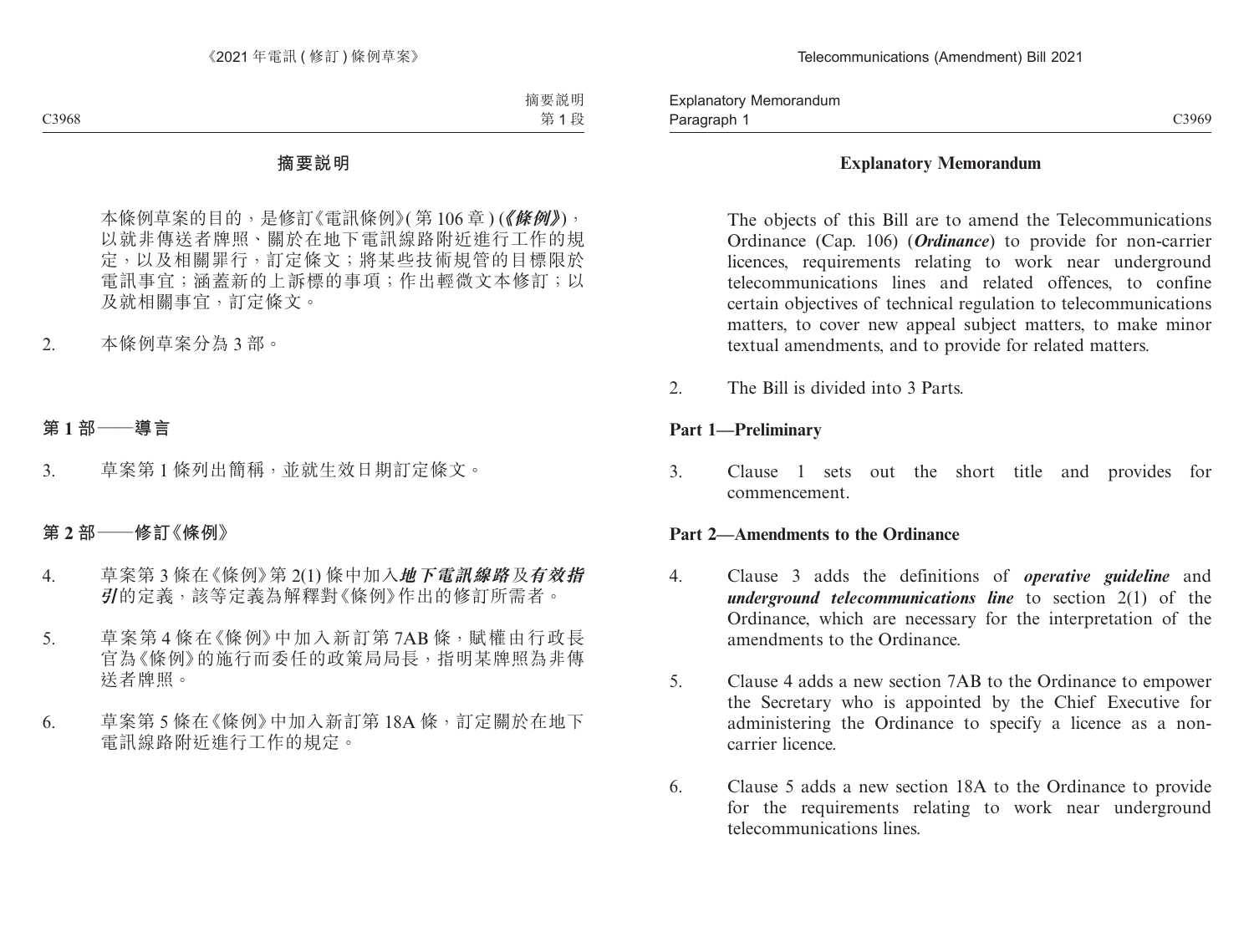## 摘要說明

本條例草案的目的，是修訂《電訊條例》(第 106 章) (***《條例》***)，以就非傳送者牌照、關於在地下電訊線路附近進行工作的規定，以及相關罪行，訂定條文；將某些技術規管的目標限於電訊事宜；涵蓋新的上訴標的事項；作出輕微文本修訂；以及就相關事宜，訂定條文。

2. 本條例草案分為 3 部。

### 第 1 部——導言

3. 草案第 1 條列出簡稱，並就生效日期訂定條文。

### 第 2 部——修訂《條例》

4. 草案第 3 條在《條例》第 2(1) 條中加入***地下電訊線路***及***有效指引***的定義，該等定義為解釋對《條例》作出的修訂所需者。

5. 草案第 4 條在《條例》中加入新訂第 7AB 條，賦權由行政長官為《條例》的施行而委任的政策局局長，指明某牌照為非傳送者牌照。

6. 草案第 5 條在《條例》中加入新訂第 18A 條，訂定關於在地下電訊線路附近進行工作的規定。

## Explanatory Memorandum

The objects of this Bill are to amend the Telecommunications Ordinance (Cap. 106) (***Ordinance***) to provide for non-carrier licences, requirements relating to work near underground telecommunications lines and related offences, to confine certain objectives of technical regulation to telecommunications matters, to cover new appeal subject matters, to make minor textual amendments, and to provide for related matters.

2. The Bill is divided into 3 Parts.

### Part 1—Preliminary

3. Clause 1 sets out the short title and provides for commencement.

### Part 2—Amendments to the Ordinance

4. Clause 3 adds the definitions of ***operative guideline*** and ***underground telecommunications line*** to section 2(1) of the Ordinance, which are necessary for the interpretation of the amendments to the Ordinance.

5. Clause 4 adds a new section 7AB to the Ordinance to empower the Secretary who is appointed by the Chief Executive for administering the Ordinance to specify a licence as a non-carrier licence.

6. Clause 5 adds a new section 18A to the Ordinance to provide for the requirements relating to work near underground telecommunications lines.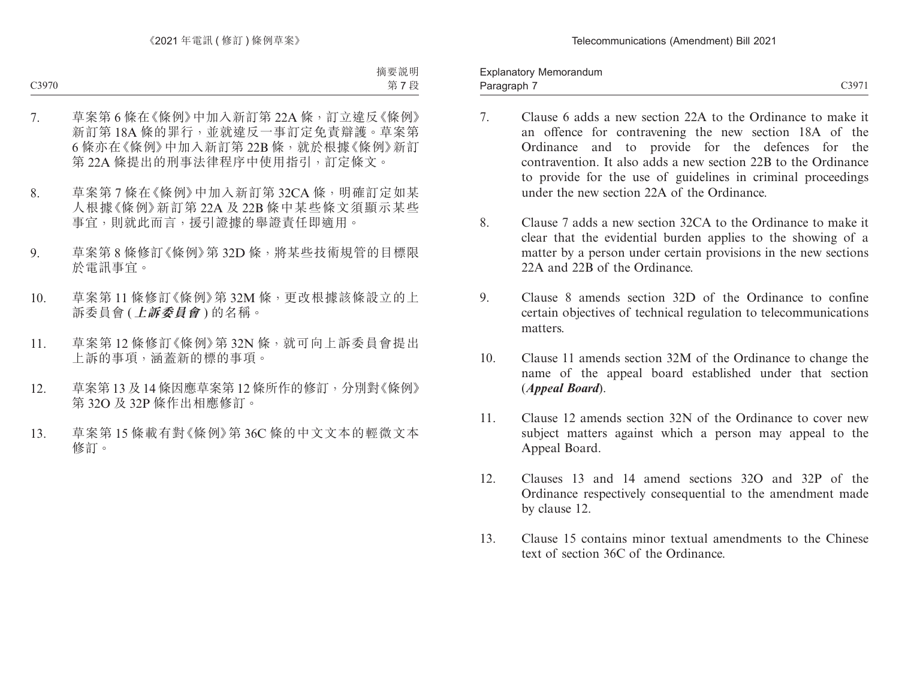7. 草案第 6 條在《條例》中加入新訂第 22A 條，訂立違反《條例》新訂第 18A 條的罪行，並就違反一事訂定免責辯護。草案第 6 條亦在《條例》中加入新訂第 22B 條，就於根據《條例》新訂第 22A 條提出的刑事法律程序中使用指引，訂定條文。

8. 草案第 7 條在《條例》中加入新訂第 32CA 條，明確訂定如某人根據《條例》新訂第 22A 及 22B 條中某些條文須顯示某些事宜，則就此而言，援引證據的舉證責任即適用。

9. 草案第 8 條修訂《條例》第 32D 條，將某些技術規管的目標限於電訊事宜。

10. 草案第 11 條修訂《條例》第 32M 條，更改根據該條設立的上訴委員會 (***上訴委員會***) 的名稱。

11. 草案第 12 條修訂《條例》第 32N 條，就可向上訴委員會提出上訴的事項，涵蓋新的標的事項。

12. 草案第 13 及 14 條因應草案第 12 條所作的修訂，分別對《條例》第 32O 及 32P 條作出相應修訂。

13. 草案第 15 條載有對《條例》第 36C 條的中文文本的輕微文本修訂。

7. Clause 6 adds a new section 22A to the Ordinance to make it an offence for contravening the new section 18A of the Ordinance and to provide for the defences for the contravention. It also adds a new section 22B to the Ordinance to provide for the use of guidelines in criminal proceedings under the new section 22A of the Ordinance.

8. Clause 7 adds a new section 32CA to the Ordinance to make it clear that the evidential burden applies to the showing of a matter by a person under certain provisions in the new sections 22A and 22B of the Ordinance.

9. Clause 8 amends section 32D of the Ordinance to confine certain objectives of technical regulation to telecommunications matters.

10. Clause 11 amends section 32M of the Ordinance to change the name of the appeal board established under that section (***Appeal Board***).

11. Clause 12 amends section 32N of the Ordinance to cover new subject matters against which a person may appeal to the Appeal Board.

12. Clauses 13 and 14 amend sections 32O and 32P of the Ordinance respectively consequential to the amendment made by clause 12.

13. Clause 15 contains minor textual amendments to the Chinese text of section 36C of the Ordinance.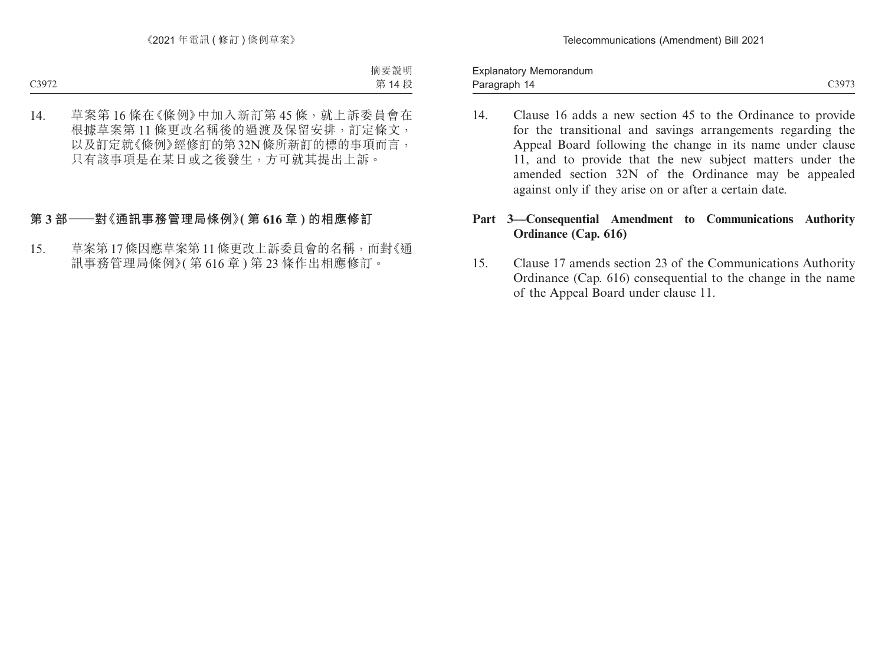14. 草案第 16 條在《條例》中加入新訂第 45 條，就上訴委員會在根據草案第 11 條更改名稱後的過渡及保留安排，訂定條文，以及訂定就《條例》經修訂的第 32N 條所新訂的標的事項而言，只有該事項是在某日或之後發生，方可就其提出上訴。

## 第 3 部——對《通訊事務管理局條例》(第 616 章) 的相應修訂

15. 草案第 17 條因應草案第 11 條更改上訴委員會的名稱，而對《通訊事務管理局條例》(第 616 章) 第 23 條作出相應修訂。

14. Clause 16 adds a new section 45 to the Ordinance to provide for the transitional and savings arrangements regarding the Appeal Board following the change in its name under clause 11, and to provide that the new subject matters under the amended section 32N of the Ordinance may be appealed against only if they arise on or after a certain date.

## Part 3—Consequential Amendment to Communications Authority Ordinance (Cap. 616)

15. Clause 17 amends section 23 of the Communications Authority Ordinance (Cap. 616) consequential to the change in the name of the Appeal Board under clause 11.